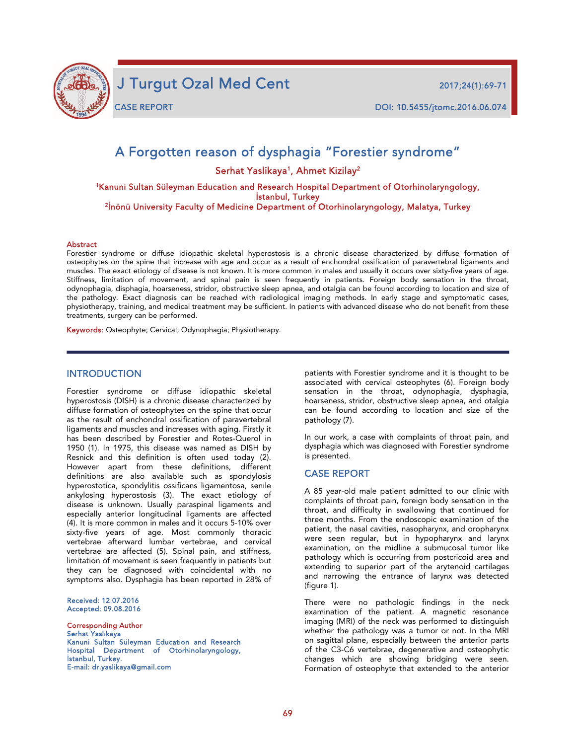# A Forgotten reason of dysphagia "Forestier syndrome"

Serhat Yaslikaya[1], Ahmet Kizilay[2]

[1]Kanuni Sultan Süleyman Education and Research Hospital Department of Otorhinolaryngology, İstanbul, Turkey
[2]İnönü University Faculty of Medicine Department of Otorhinolaryngology, Malatya, Turkey

## Abstract

Forestier syndrome or diffuse idiopathic skeletal hyperostosis is a chronic disease characterized by diffuse formation of osteophytes on the spine that increase with age and occur as a result of enchondral ossification of paravertebral ligaments and muscles. The exact etiology of disease is not known. It is more common in males and usually it occurs over sixty-five years of age. Stiffness, limitation of movement, and spinal pain is seen frequently in patients. Foreign body sensation in the throat, odynophagia, disphagia, hoarseness, stridor, obstructive sleep apnea, and otalgia can be found according to location and size of the pathology. Exact diagnosis can be reached with radiological imaging methods. In early stage and symptomatic cases, physiotherapy, training, and medical treatment may be sufficient. In patients with advanced disease who do not benefit from these treatments, surgery can be performed.

**Keywords:** Osteophyte; Cervical; Odynophagia; Physiotherapy.

## INTRODUCTION

Forestier syndrome or diffuse idiopathic skeletal hyperostosis (DISH) is a chronic disease characterized by diffuse formation of osteophytes on the spine that occur as the result of enchondral ossification of paravertebral ligaments and muscles and increases with aging. Firstly it has been described by Forestier and Rotes-Querol in 1950 (1). In 1975, this disease was named as DISH by Resnick and this definition is often used today (2). However apart from these definitions, different definitions are also available such as spondylosis hyperostotica, spondylitis ossificans ligamentosa, senile ankylosing hyperostosis (3). The exact etiology of disease is unknown. Usually paraspinal ligaments and especially anterior longitudinal ligaments are affected (4). It is more common in males and it occurs 5-10% over sixty-five years of age. Most commonly thoracic vertebrae afterward lumbar vertebrae, and cervical vertebrae are affected (5). Spinal pain, and stiffness, limitation of movement is seen frequently in patients but they can be diagnosed with coincidental with no symptoms also. Dysphagia has been reported in 28% of patients with Forestier syndrome and it is thought to be associated with cervical osteophytes (6). Foreign body sensation in the throat, odynophagia, dysphagia, hoarseness, stridor, obstructive sleep apnea, and otalgia can be found according to location and size of the pathology (7).

In our work, a case with complaints of throat pain, and dysphagia which was diagnosed with Forestier syndrome is presented.

Received: 12.07.2016
Accepted: 09.08.2016

Corresponding Author
Serhat Yaslıkaya
Kanuni Sultan Süleyman Education and Research Hospital Department of Otorhinolaryngology, İstanbul, Turkey.
E-mail: dr.yaslikaya@gmail.com

## CASE REPORT

A 85 year-old male patient admitted to our clinic with complaints of throat pain, foreign body sensation in the throat, and difficulty in swallowing that continued for three months. From the endoscopic examination of the patient, the nasal cavities, nasopharynx, and oropharynx were seen regular, but in hypopharynx and larynx examination, on the midline a submucosal tumor like pathology which is occurring from postcricoid area and extending to superior part of the arytenoid cartilages and narrowing the entrance of larynx was detected (figure 1).

There were no pathologic findings in the neck examination of the patient. A magnetic resonance imaging (MRI) of the neck was performed to distinguish whether the pathology was a tumor or not. In the MRI on sagittal plane, especially between the anterior parts of the C3-C6 vertebrae, degenerative and osteophytic changes which are showing bridging were seen. Formation of osteophyte that extended to the anterior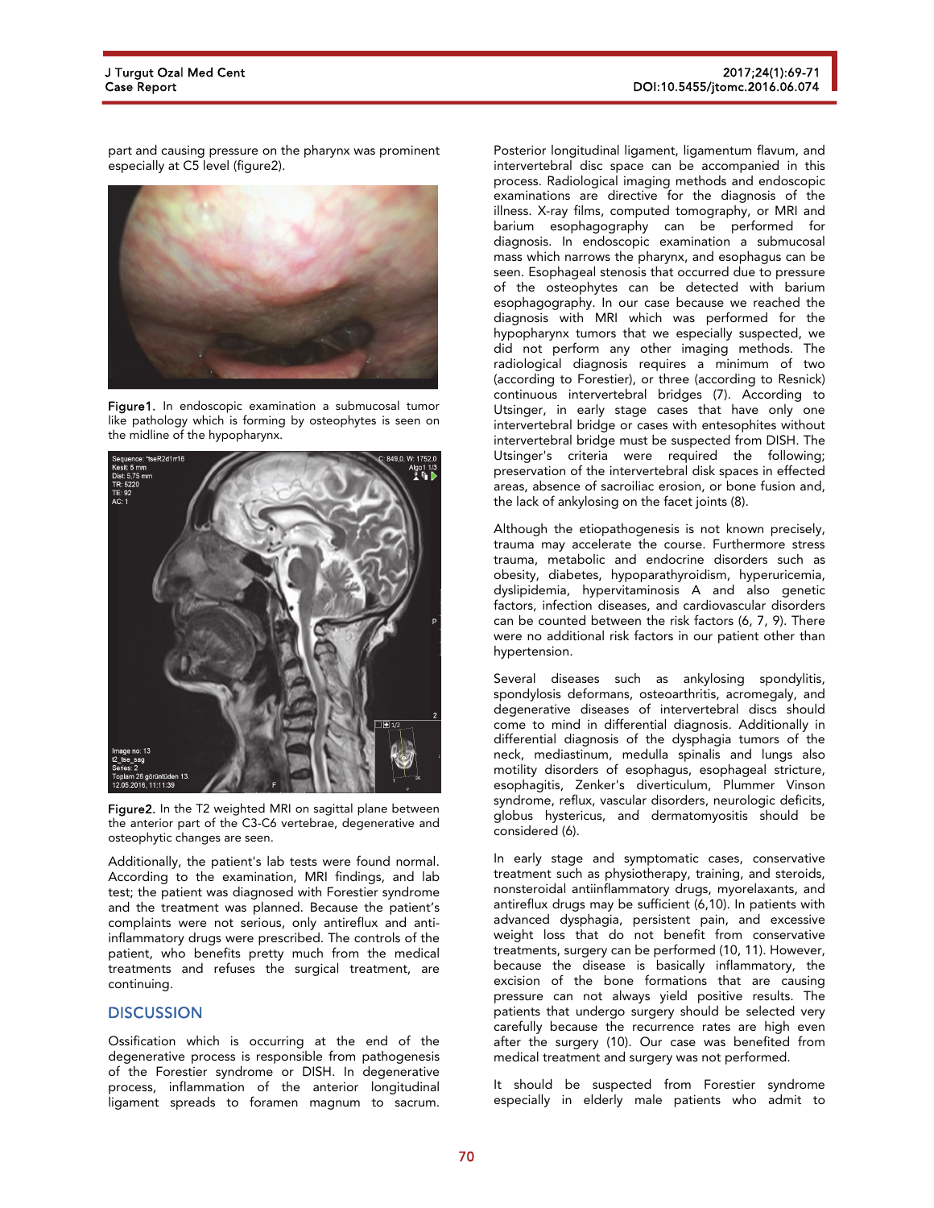part and causing pressure on the pharynx was prominent especially at C5 level (figure2).

Figure1. In endoscopic examination a submucosal tumor like pathology which is forming by osteophytes is seen on the midline of the hypopharynx.

Figure2. In the T2 weighted MRI on sagittal plane between the anterior part of the C3-C6 vertebrae, degenerative and osteophytic changes are seen.

Additionally, the patient's lab tests were found normal. According to the examination, MRI findings, and lab test; the patient was diagnosed with Forestier syndrome and the treatment was planned. Because the patient's complaints were not serious, only antireflux and anti-inflammatory drugs were prescribed. The controls of the patient, who benefits pretty much from the medical treatments and refuses the surgical treatment, are continuing.

## DISCUSSION

Ossification which is occurring at the end of the degenerative process is responsible from pathogenesis of the Forestier syndrome or DISH. In degenerative process, inflammation of the anterior longitudinal ligament spreads to foramen magnum to sacrum. Posterior longitudinal ligament, ligamentum flavum, and intervertebral disc space can be accompanied in this process. Radiological imaging methods and endoscopic examinations are directive for the diagnosis of the illness. X-ray films, computed tomography, or MRI and barium esophagography can be performed for diagnosis. In endoscopic examination a submucosal mass which narrows the pharynx, and esophagus can be seen. Esophageal stenosis that occurred due to pressure of the osteophytes can be detected with barium esophagography. In our case because we reached the diagnosis with MRI which was performed for the hypopharynx tumors that we especially suspected, we did not perform any other imaging methods. The radiological diagnosis requires a minimum of two (according to Forestier), or three (according to Resnick) continuous intervertebral bridges (7). According to Utsinger, in early stage cases that have only one intervertebral bridge or cases with entesophites without intervertebral bridge must be suspected from DISH. The Utsinger's criteria were required the following; preservation of the intervertebral disk spaces in effected areas, absence of sacroiliac erosion, or bone fusion and, the lack of ankylosing on the facet joints (8).

Although the etiopathogenesis is not known precisely, trauma may accelerate the course. Furthermore stress trauma, metabolic and endocrine disorders such as obesity, diabetes, hypoparathyroidism, hyperuricemia, dyslipidemia, hypervitaminosis A and also genetic factors, infection diseases, and cardiovascular disorders can be counted between the risk factors (6, 7, 9). There were no additional risk factors in our patient other than hypertension.

Several diseases such as ankylosing spondylitis, spondylosis deformans, osteoarthritis, acromegaly, and degenerative diseases of intervertebral discs should come to mind in differential diagnosis. Additionally in differential diagnosis of the dysphagia tumors of the neck, mediastinum, medulla spinalis and lungs also motility disorders of esophagus, esophageal stricture, esophagitis, Zenker's diverticulum, Plummer Vinson syndrome, reflux, vascular disorders, neurologic deficits, globus hystericus, and dermatomyositis should be considered (6).

In early stage and symptomatic cases, conservative treatment such as physiotherapy, training, and steroids, nonsteroidal antiinflammatory drugs, myorelaxants, and antireflux drugs may be sufficient (6,10). In patients with advanced dysphagia, persistent pain, and excessive weight loss that do not benefit from conservative treatments, surgery can be performed (10, 11). However, because the disease is basically inflammatory, the excision of the bone formations that are causing pressure can not always yield positive results. The patients that undergo surgery should be selected very carefully because the recurrence rates are high even after the surgery (10). Our case was benefited from medical treatment and surgery was not performed.

It should be suspected from Forestier syndrome especially in elderly male patients who admit to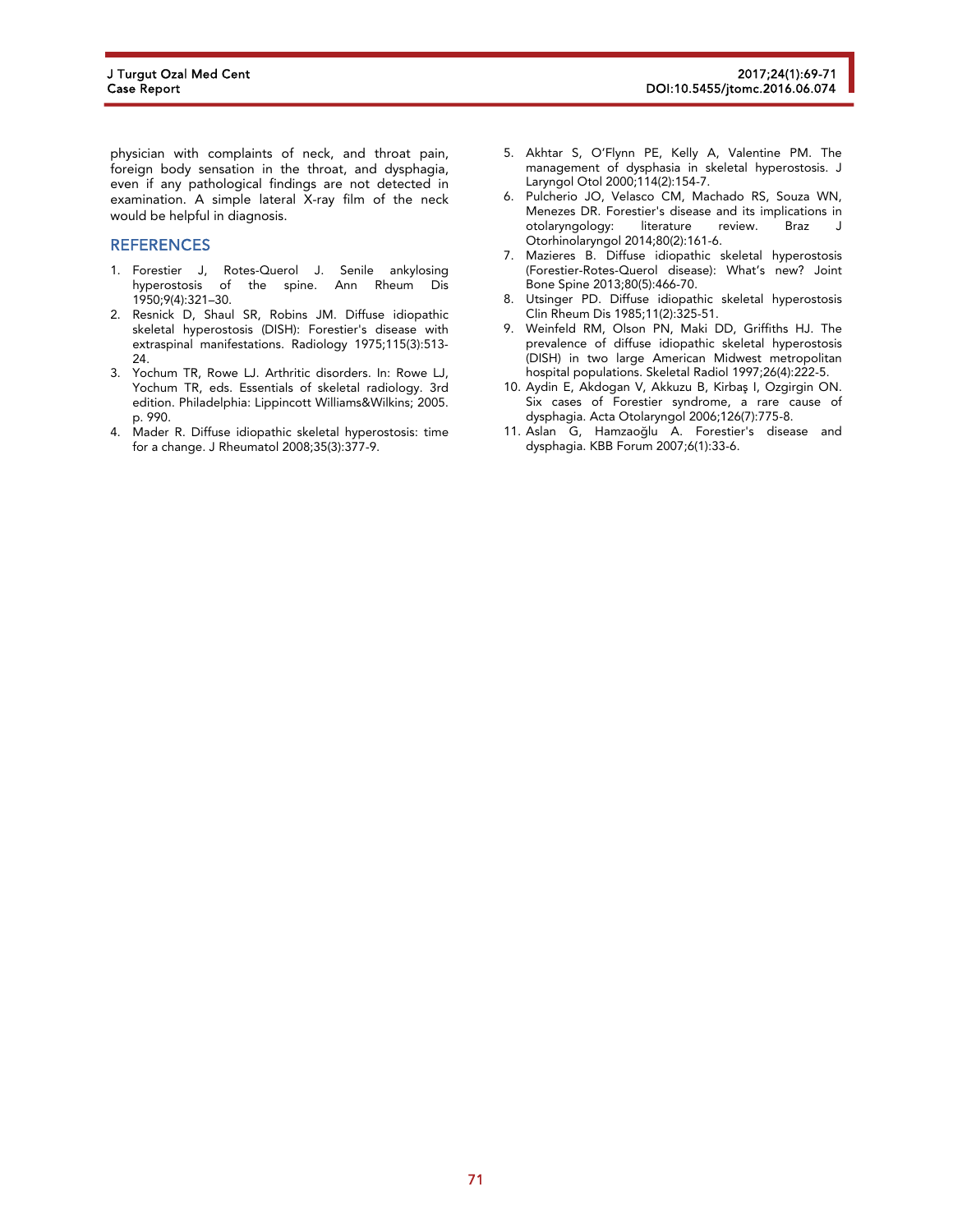physician with complaints of neck, and throat pain, foreign body sensation in the throat, and dysphagia, even if any pathological findings are not detected in examination. A simple lateral X-ray film of the neck would be helpful in diagnosis.

## REFERENCES

1. Forestier J, Rotes-Querol J. Senile ankylosing hyperostosis of the spine. Ann Rheum Dis 1950;9(4):321–30.
2. Resnick D, Shaul SR, Robins JM. Diffuse idiopathic skeletal hyperostosis (DISH): Forestier's disease with extraspinal manifestations. Radiology 1975;115(3):513-24.
3. Yochum TR, Rowe LJ. Arthritic disorders. In: Rowe LJ, Yochum TR, eds. Essentials of skeletal radiology. 3rd edition. Philadelphia: Lippincott Williams&Wilkins; 2005. p. 990.
4. Mader R. Diffuse idiopathic skeletal hyperostosis: time for a change. J Rheumatol 2008;35(3):377-9.
5. Akhtar S, O'Flynn PE, Kelly A, Valentine PM. The management of dysphasia in skeletal hyperostosis. J Laryngol Otol 2000;114(2):154-7.
6. Pulcherio JO, Velasco CM, Machado RS, Souza WN, Menezes DR. Forestier's disease and its implications in otolaryngology: literature review. Braz J Otorhinolaryngol 2014;80(2):161-6.
7. Mazieres B. Diffuse idiopathic skeletal hyperostosis (Forestier-Rotes-Querol disease): What's new? Joint Bone Spine 2013;80(5):466-70.
8. Utsinger PD. Diffuse idiopathic skeletal hyperostosis Clin Rheum Dis 1985;11(2):325-51.
9. Weinfeld RM, Olson PN, Maki DD, Griffiths HJ. The prevalence of diffuse idiopathic skeletal hyperostosis (DISH) in two large American Midwest metropolitan hospital populations. Skeletal Radiol 1997;26(4):222-5.
10. Aydin E, Akdogan V, Akkuzu B, Kirbaş I, Ozgirgin ON. Six cases of Forestier syndrome, a rare cause of dysphagia. Acta Otolaryngol 2006;126(7):775-8.
11. Aslan G, Hamzaoğlu A. Forestier's disease and dysphagia. KBB Forum 2007;6(1):33-6.